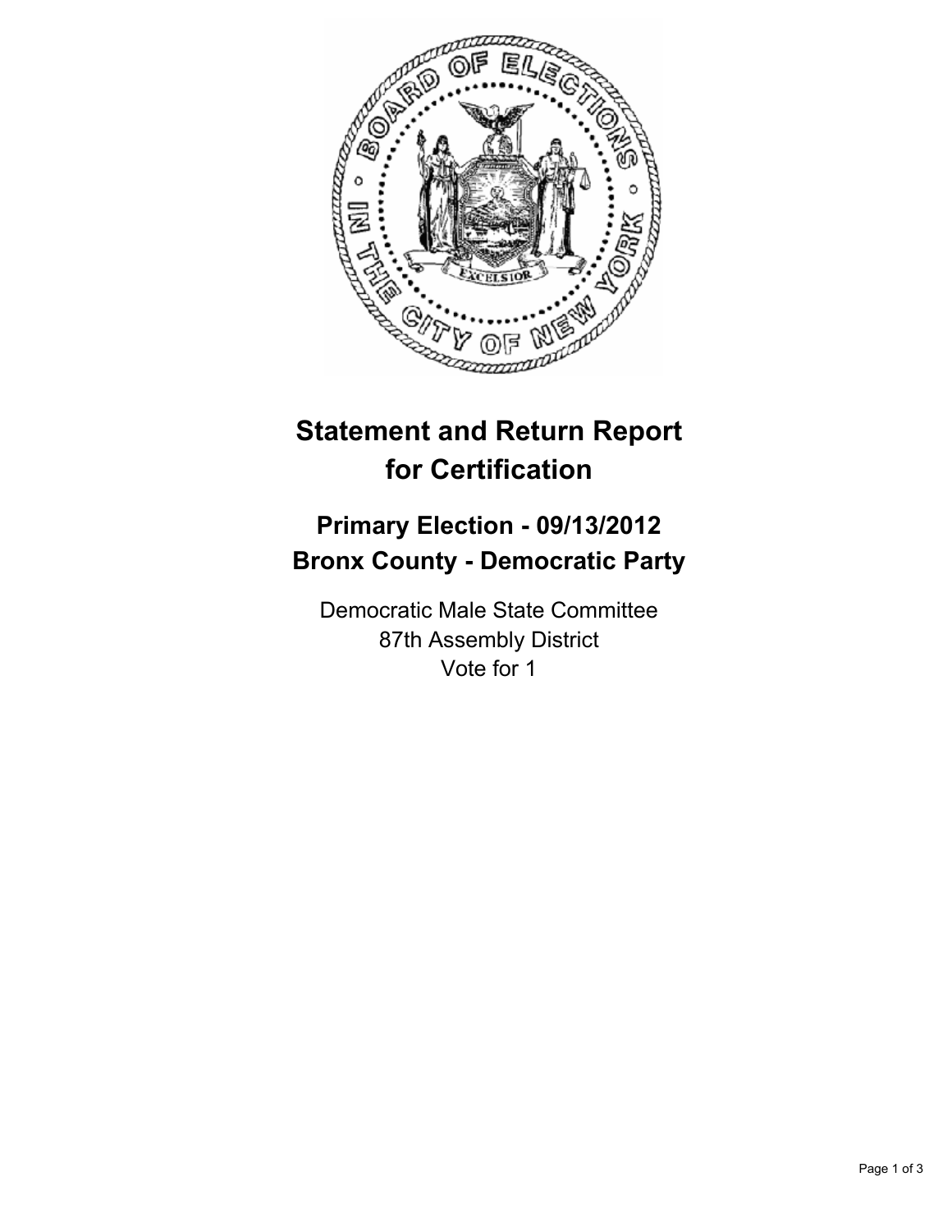# Statement and Return Report for Certification

## Primary Election - 09/13/2012
## Bronx County - Democratic Party

Democratic Male State Committee
87th Assembly District
Vote for 1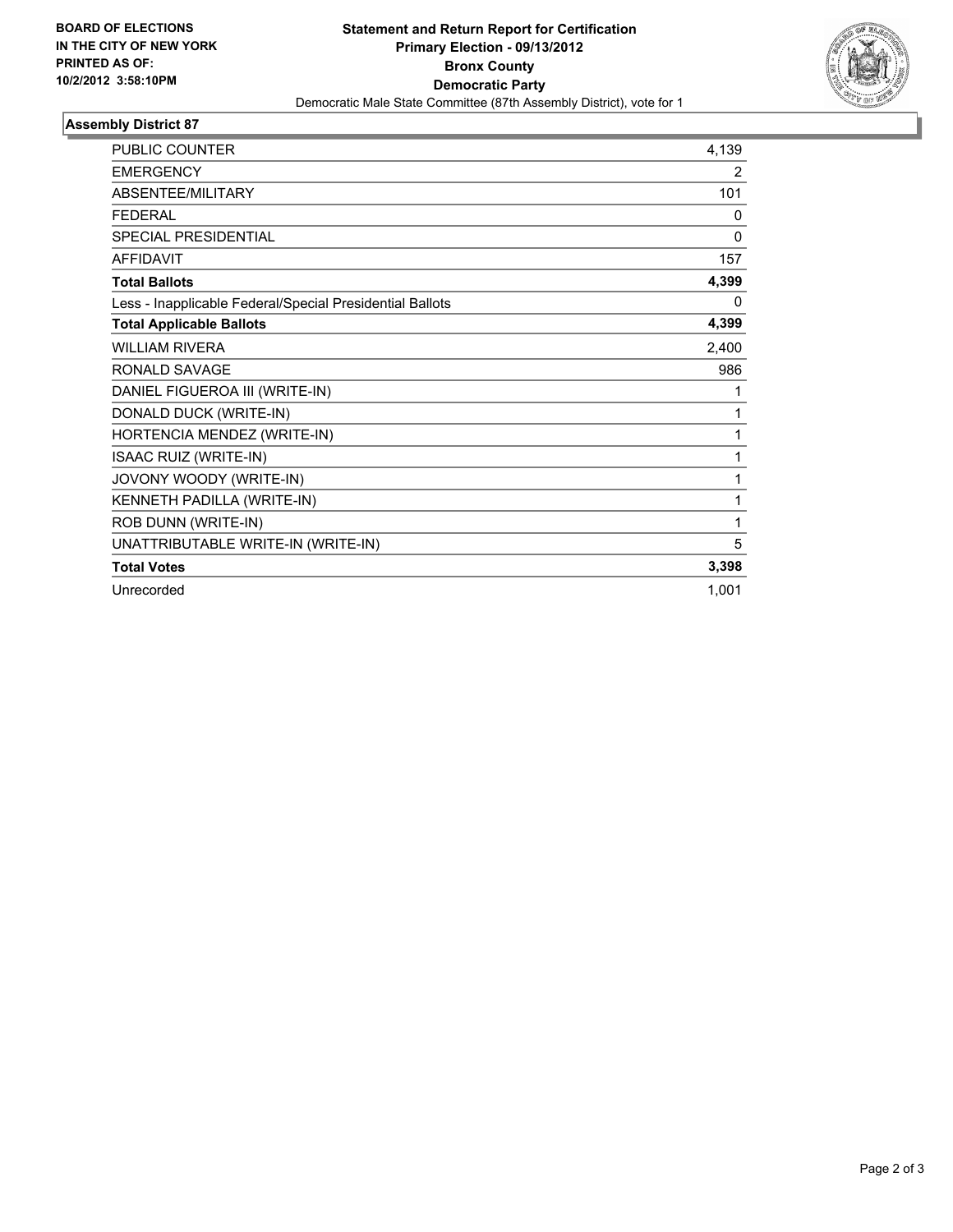**BOARD OF ELECTIONS IN THE CITY OF NEW YORK PRINTED AS OF: 10/2/2012 3:58:10PM**

# Statement and Return Report for Certification
## Primary Election - 09/13/2012
## Bronx County
## Democratic Party

Democratic Male State Committee (87th Assembly District), vote for 1

### Assembly District 87

| | |
|---|---|
| PUBLIC COUNTER | 4,139 |
| EMERGENCY | 2 |
| ABSENTEE/MILITARY | 101 |
| FEDERAL | 0 |
| SPECIAL PRESIDENTIAL | 0 |
| AFFIDAVIT | 157 |
| **Total Ballots** | **4,399** |
| Less - Inapplicable Federal/Special Presidential Ballots | 0 |
| **Total Applicable Ballots** | **4,399** |
| WILLIAM RIVERA | 2,400 |
| RONALD SAVAGE | 986 |
| DANIEL FIGUEROA III (WRITE-IN) | 1 |
| DONALD DUCK (WRITE-IN) | 1 |
| HORTENCIA MENDEZ (WRITE-IN) | 1 |
| ISAAC RUIZ (WRITE-IN) | 1 |
| JOVONY WOODY (WRITE-IN) | 1 |
| KENNETH PADILLA (WRITE-IN) | 1 |
| ROB DUNN (WRITE-IN) | 1 |
| UNATTRIBUTABLE WRITE-IN (WRITE-IN) | 5 |
| **Total Votes** | **3,398** |
| Unrecorded | 1,001 |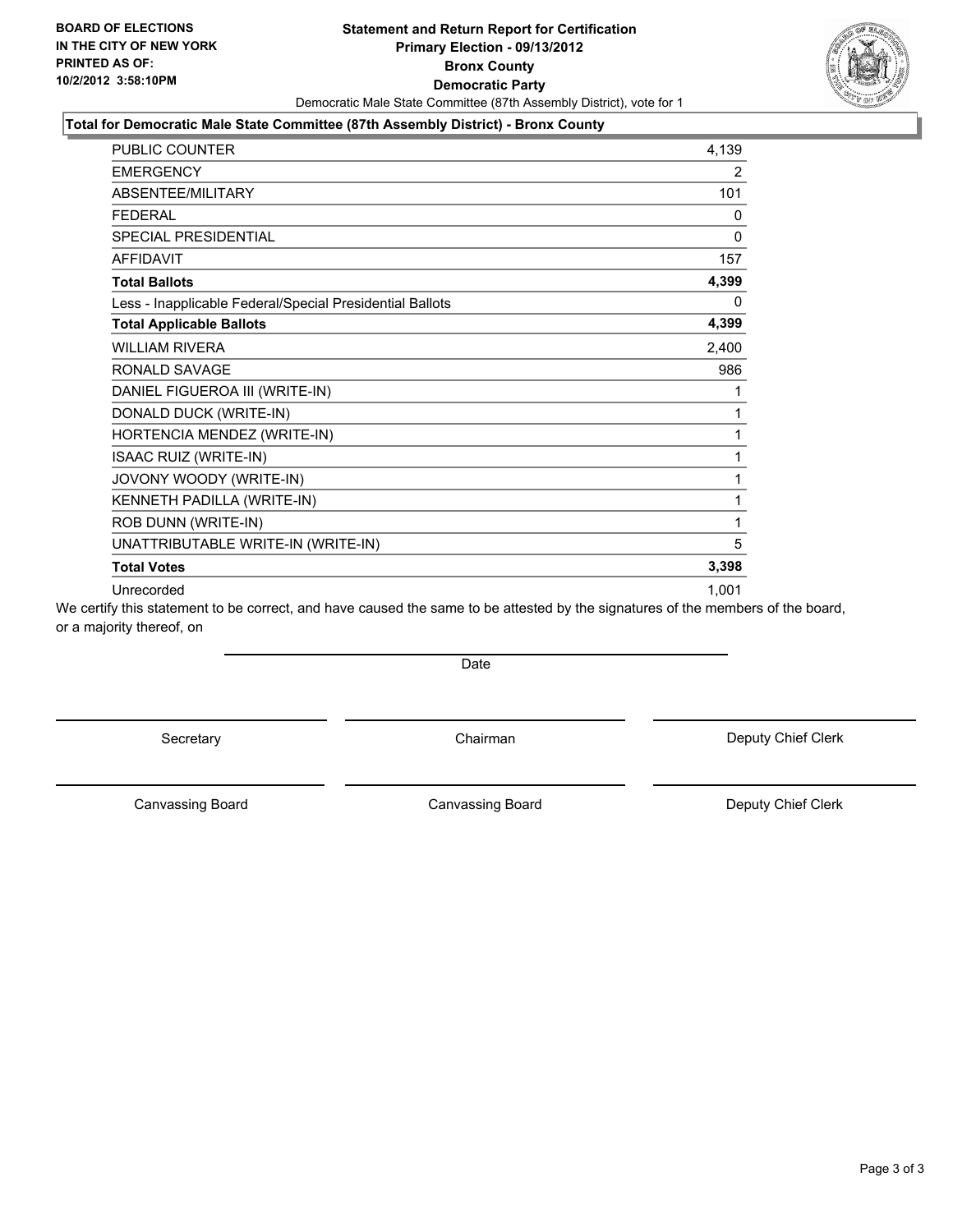**BOARD OF ELECTIONS IN THE CITY OF NEW YORK PRINTED AS OF: 10/2/2012 3:58:10PM**

**Statement and Return Report for Certification**
**Primary Election - 09/13/2012**
**Bronx County**
**Democratic Party**
Democratic Male State Committee (87th Assembly District), vote for 1

**Total for Democratic Male State Committee (87th Assembly District) - Bronx County**

| | |
|---|---|
| PUBLIC COUNTER | 4,139 |
| EMERGENCY | 2 |
| ABSENTEE/MILITARY | 101 |
| FEDERAL | 0 |
| SPECIAL PRESIDENTIAL | 0 |
| AFFIDAVIT | 157 |
| **Total Ballots** | **4,399** |
| Less - Inapplicable Federal/Special Presidential Ballots | 0 |
| **Total Applicable Ballots** | **4,399** |
| WILLIAM RIVERA | 2,400 |
| RONALD SAVAGE | 986 |
| DANIEL FIGUEROA III (WRITE-IN) | 1 |
| DONALD DUCK (WRITE-IN) | 1 |
| HORTENCIA MENDEZ (WRITE-IN) | 1 |
| ISAAC RUIZ (WRITE-IN) | 1 |
| JOVONY WOODY (WRITE-IN) | 1 |
| KENNETH PADILLA (WRITE-IN) | 1 |
| ROB DUNN (WRITE-IN) | 1 |
| UNATTRIBUTABLE WRITE-IN (WRITE-IN) | 5 |
| **Total Votes** | **3,398** |
| Unrecorded | 1,001 |

We certify this statement to be correct, and have caused the same to be attested by the signatures of the members of the board, or a majority thereof, on

Date

Secretary | Chairman | Deputy Chief Clerk

Canvassing Board | Canvassing Board | Deputy Chief Clerk